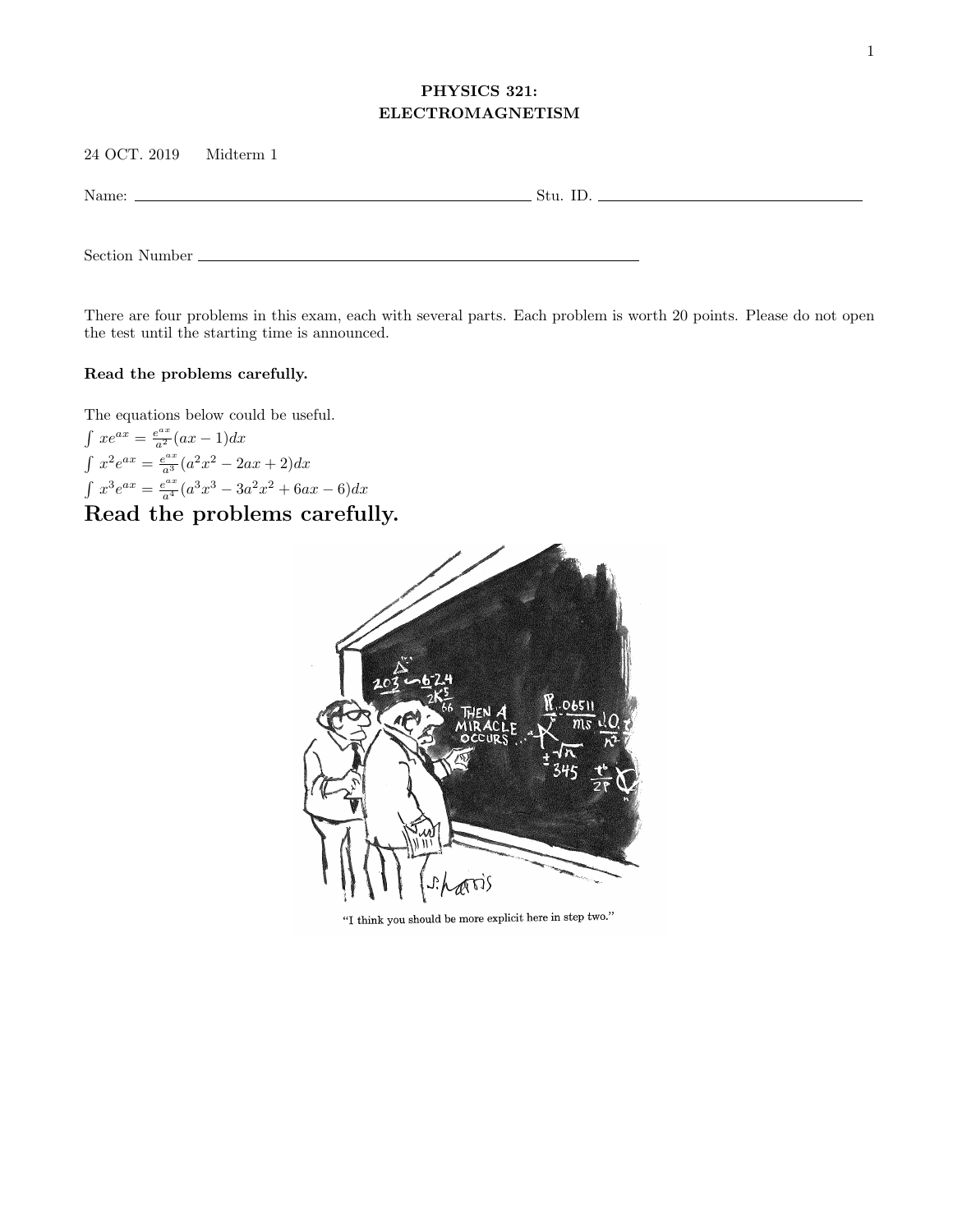**PHYSICS 321:**
**ELECTROMAGNETISM**

24 OCT. 2019 Midterm 1

Name: \_\_\_\_\_\_\_\_\_\_\_\_\_\_\_\_\_\_\_\_\_\_\_\_\_\_\_\_ Stu. ID. \_\_\_\_\_\_\_\_\_\_\_\_\_\_\_\_\_\_\_\_

Section Number \_\_\_\_\_\_\_\_\_\_\_\_\_\_\_\_\_\_\_\_\_\_\_\_\_\_\_\_

There are four problems in this exam, each with several parts. Each problem is worth 20 points. Please do not open the test until the starting time is announced.

**Read the problems carefully.**

The equations below could be useful.

$\int xe^{ax} = \frac{e^{ax}}{a^2}(ax-1)dx$

$\int x^2e^{ax} = \frac{e^{ax}}{a^3}(a^2x^2-2ax+2)dx$

$\int x^3e^{ax} = \frac{e^{ax}}{a^4}(a^3x^3-3a^2x^2+6ax-6)dx$

# Read the problems carefully.

"I think you should be more explicit here in step two."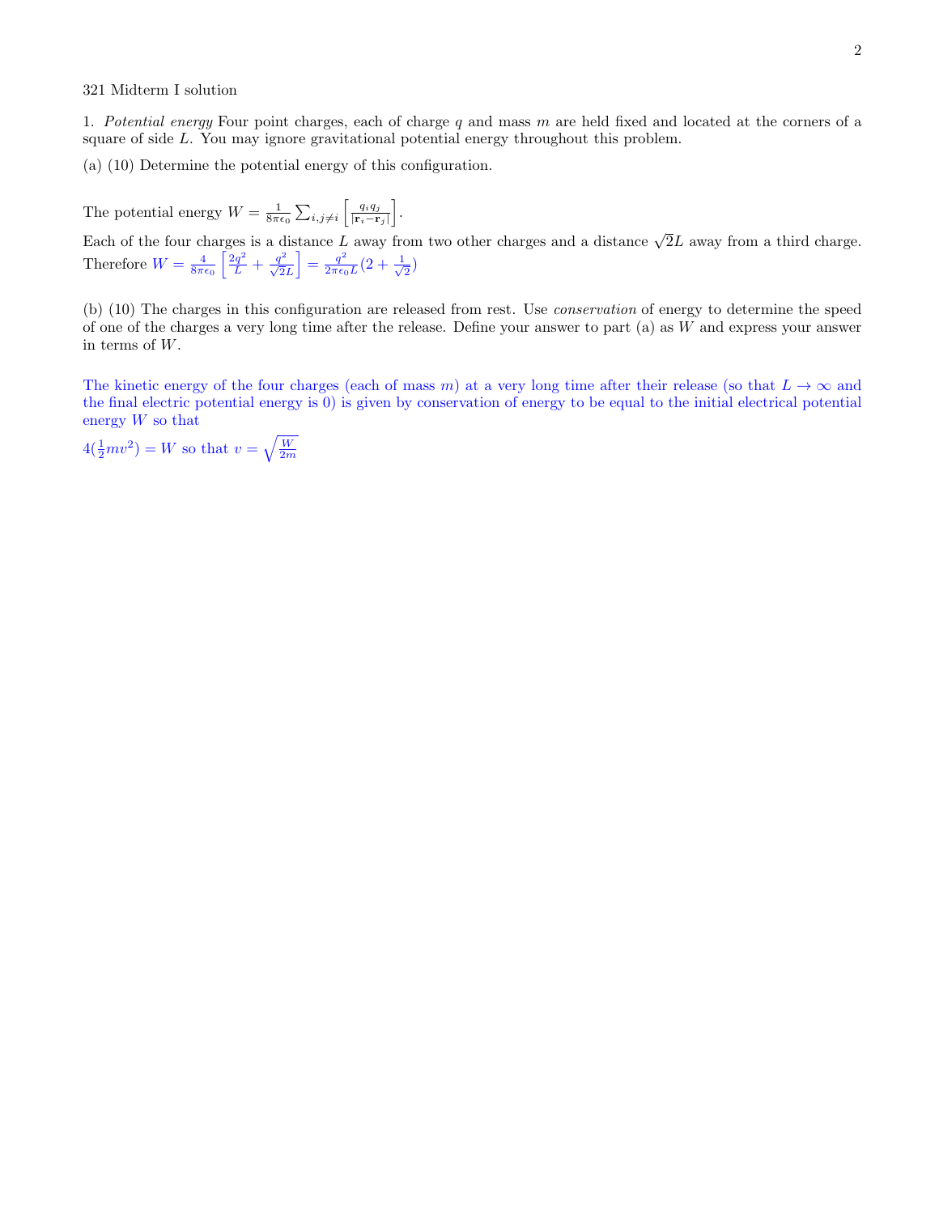321 Midterm I solution

1. *Potential energy* Four point charges, each of charge $q$ and mass $m$ are held fixed and located at the corners of a square of side $L$. You may ignore gravitational potential energy throughout this problem.

(a) (10) Determine the potential energy of this configuration.

The potential energy $W = \frac{1}{8\pi\epsilon_0}\sum_{i,j\neq i}\left[\frac{q_i q_j}{|\mathbf{r}_i - \mathbf{r}_j|}\right]$.

Each of the four charges is a distance $L$ away from two other charges and a distance $\sqrt{2}L$ away from a third charge. Therefore $W = \frac{4}{8\pi\epsilon_0}\left[\frac{2q^2}{L} + \frac{q^2}{\sqrt{2}L}\right] = \frac{q^2}{2\pi\epsilon_0 L}(2 + \frac{1}{\sqrt{2}})$

(b) (10) The charges in this configuration are released from rest. Use *conservation* of energy to determine the speed of one of the charges a very long time after the release. Define your answer to part (a) as $W$ and express your answer in terms of $W$.

The kinetic energy of the four charges (each of mass $m$) at a very long time after their release (so that $L \to \infty$ and the final electric potential energy is 0) is given by conservation of energy to be equal to the initial electrical potential energy $W$ so that

$4(\frac{1}{2}mv^2) = W$ so that $v = \sqrt{\frac{W}{2m}}$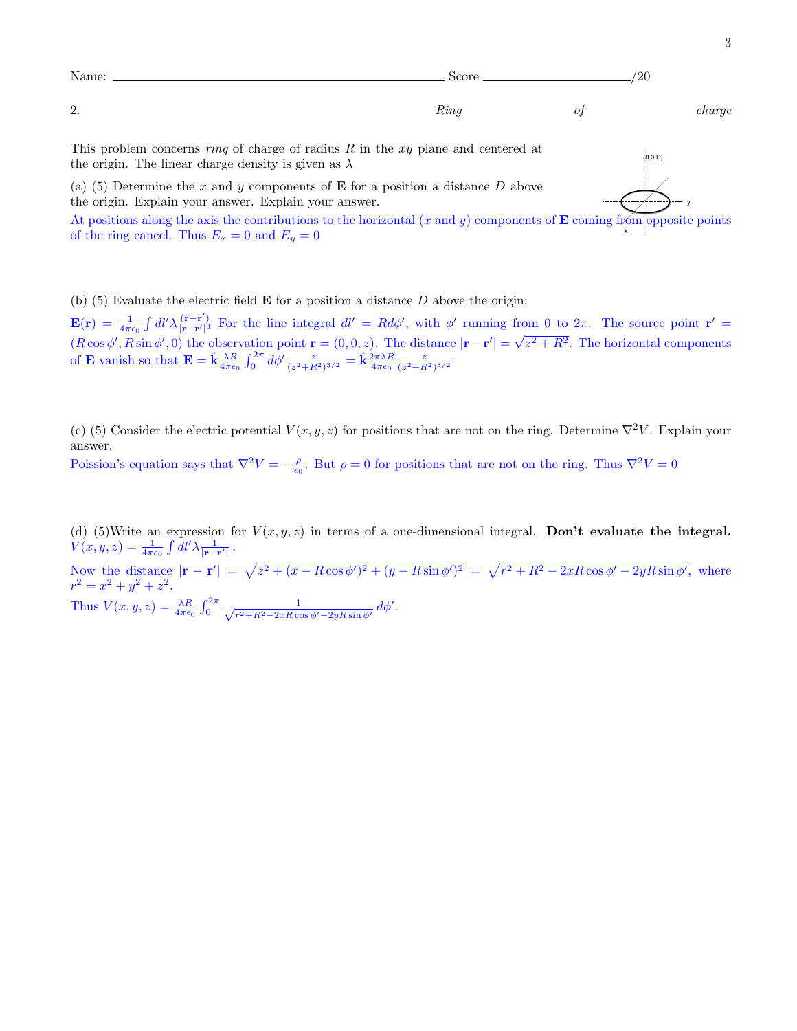Name: ______________________________ Score ____________/20

2. *Ring of charge*

This problem concerns *ring* of charge of radius $R$ in the $xy$ plane and centered at the origin. The linear charge density is given as $\lambda$

(a) (5) Determine the $x$ and $y$ components of $\mathbf{E}$ for a position a distance $D$ above the origin. Explain your answer. Explain your answer.

At positions along the axis the contributions to the horizontal ($x$ and $y$) components of $\mathbf{E}$ coming from opposite points of the ring cancel. Thus $E_x = 0$ and $E_y = 0$

(b) (5) Evaluate the electric field $\mathbf{E}$ for a position a distance $D$ above the origin:

$\mathbf{E}(\mathbf{r}) = \frac{1}{4\pi\epsilon_0}\int dl' \lambda \frac{(\mathbf{r}-\mathbf{r}')}{|\mathbf{r}-\mathbf{r}'|^3}$ For the line integral $dl' = R d\phi'$, with $\phi'$ running from 0 to $2\pi$. The source point $\mathbf{r}' = (R\cos\phi', R\sin\phi', 0)$ the observation point $\mathbf{r} = (0,0,z)$. The distance $|\mathbf{r}-\mathbf{r}'| = \sqrt{z^2+R^2}$. The horizontal components of $\mathbf{E}$ vanish so that $\mathbf{E} = \hat{\mathbf{k}}\frac{\lambda R}{4\pi\epsilon_0}\int_0^{2\pi} d\phi' \frac{z}{(z^2+R^2)^{3/2}} = \hat{\mathbf{k}}\frac{2\pi\lambda R}{4\pi\epsilon_0}\frac{z}{(z^2+R^2)^{3/2}}$

(c) (5) Consider the electric potential $V(x,y,z)$ for positions that are not on the ring. Determine $\nabla^2 V$. Explain your answer.

Poission's equation says that $\nabla^2 V = -\frac{\rho}{\epsilon_0}$. But $\rho = 0$ for positions that are not on the ring. Thus $\nabla^2 V = 0$

(d) (5)Write an expression for $V(x,y,z)$ in terms of a one-dimensional integral. **Don't evaluate the integral.**

$V(x,y,z) = \frac{1}{4\pi\epsilon_0}\int dl' \lambda \frac{1}{|\mathbf{r}-\mathbf{r}'|}$.

Now the distance $|\mathbf{r}-\mathbf{r}'| = \sqrt{z^2 + (x - R\cos\phi')^2 + (y - R\sin\phi')^2} = \sqrt{r^2 + R^2 - 2xR\cos\phi' - 2yR\sin\phi'}$, where $r^2 = x^2 + y^2 + z^2$.

Thus $V(x,y,z) = \frac{\lambda R}{4\pi\epsilon_0}\int_0^{2\pi} \frac{1}{\sqrt{r^2+R^2-2xR\cos\phi'-2yR\sin\phi'}}\, d\phi'$.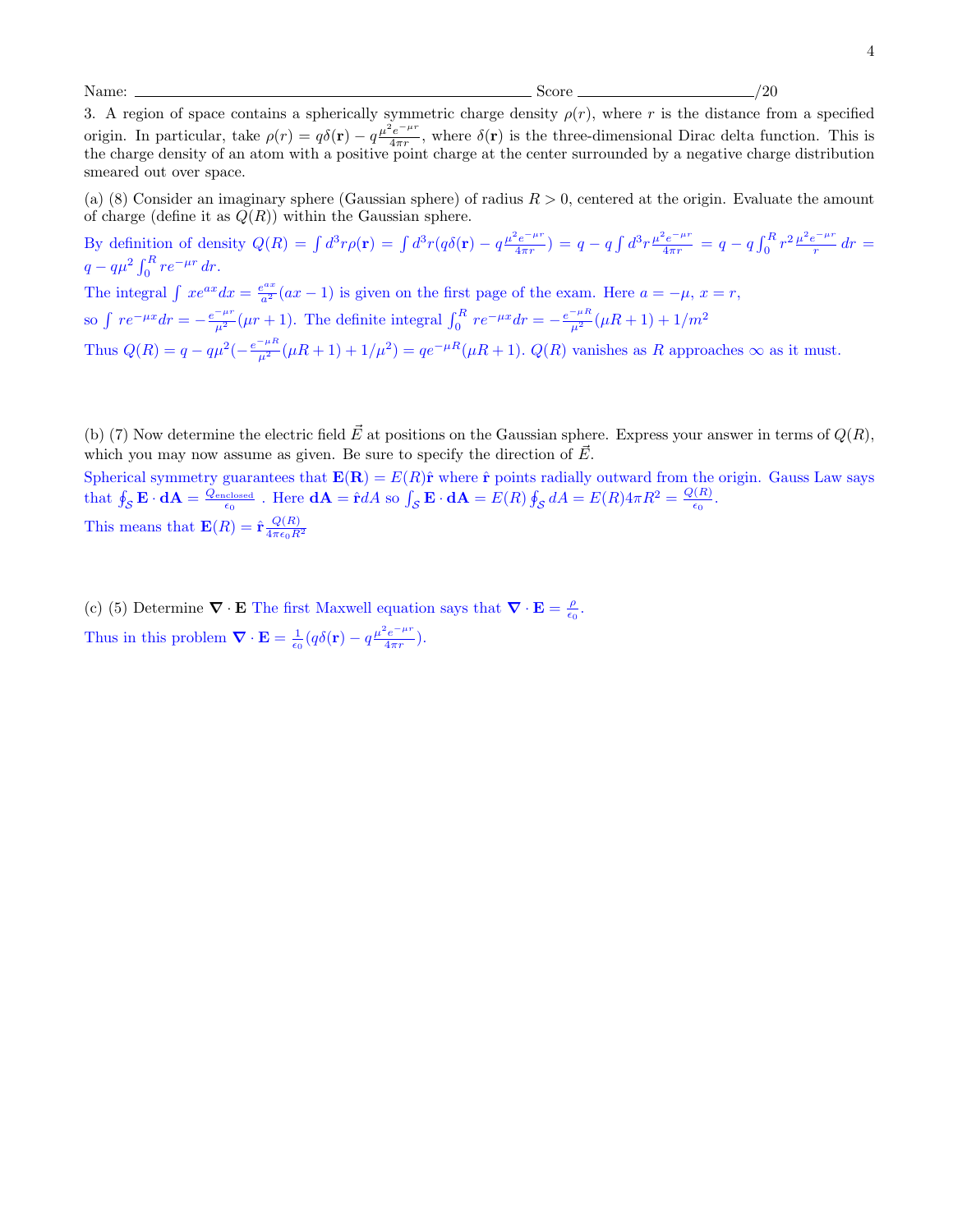Name: ______________________________ Score ______________/20

3. A region of space contains a spherically symmetric charge density $\rho(r)$, where $r$ is the distance from a specified origin. In particular, take $\rho(r) = q\delta(\mathbf{r}) - q\frac{\mu^2 e^{-\mu r}}{4\pi r}$, where $\delta(\mathbf{r})$ is the three-dimensional Dirac delta function. This is the charge density of an atom with a positive point charge at the center surrounded by a negative charge distribution smeared out over space.

(a) (8) Consider an imaginary sphere (Gaussian sphere) of radius $R > 0$, centered at the origin. Evaluate the amount of charge (define it as $Q(R)$) within the Gaussian sphere.

By definition of density $Q(R) = \int d^3r\rho(\mathbf{r}) = \int d^3r(q\delta(\mathbf{r}) - q\frac{\mu^2 e^{-\mu r}}{4\pi r}) = q - q\int d^3r\frac{\mu^2 e^{-\mu r}}{4\pi r} = q - q\int_0^R r^2 \frac{\mu^2 e^{-\mu r}}{r}\, dr = q - q\mu^2 \int_0^R re^{-\mu r}\, dr$.

The integral $\int xe^{ax}dx = \frac{e^{ax}}{a^2}(ax-1)$ is given on the first page of the exam. Here $a = -\mu$, $x = r$,

so $\int re^{-\mu x}dr = -\frac{e^{-\mu r}}{\mu^2}(\mu r + 1)$. The definite integral $\int_0^R re^{-\mu x}dr = -\frac{e^{-\mu R}}{\mu^2}(\mu R + 1) + 1/m^2$

Thus $Q(R) = q - q\mu^2(-\frac{e^{-\mu R}}{\mu^2}(\mu R + 1) + 1/\mu^2) = qe^{-\mu R}(\mu R + 1)$. $Q(R)$ vanishes as $R$ approaches $\infty$ as it must.

(b) (7) Now determine the electric field $\vec{E}$ at positions on the Gaussian sphere. Express your answer in terms of $Q(R)$, which you may now assume as given. Be sure to specify the direction of $\vec{E}$.

Spherical symmetry guarantees that $\mathbf{E}(\mathbf{R}) = E(R)\hat{\mathbf{r}}$ where $\hat{\mathbf{r}}$ points radially outward from the origin. Gauss Law says that $\oint_{\mathcal{S}} \mathbf{E} \cdot \mathbf{dA} = \frac{Q_{\text{enclosed}}}{\epsilon_0}$ . Here $\mathbf{dA} = \hat{\mathbf{r}}dA$ so $\int_{\mathcal{S}} \mathbf{E} \cdot \mathbf{dA} = E(R)\oint_{\mathcal{S}} dA = E(R)4\pi R^2 = \frac{Q(R)}{\epsilon_0}$.

This means that $\mathbf{E}(R) = \hat{\mathbf{r}}\frac{Q(R)}{4\pi\epsilon_0 R^2}$

(c) (5) Determine $\boldsymbol{\nabla} \cdot \mathbf{E}$ The first Maxwell equation says that $\boldsymbol{\nabla} \cdot \mathbf{E} = \frac{\rho}{\epsilon_0}$.

Thus in this problem $\boldsymbol{\nabla} \cdot \mathbf{E} = \frac{1}{\epsilon_0}(q\delta(\mathbf{r}) - q\frac{\mu^2 e^{-\mu r}}{4\pi r})$.